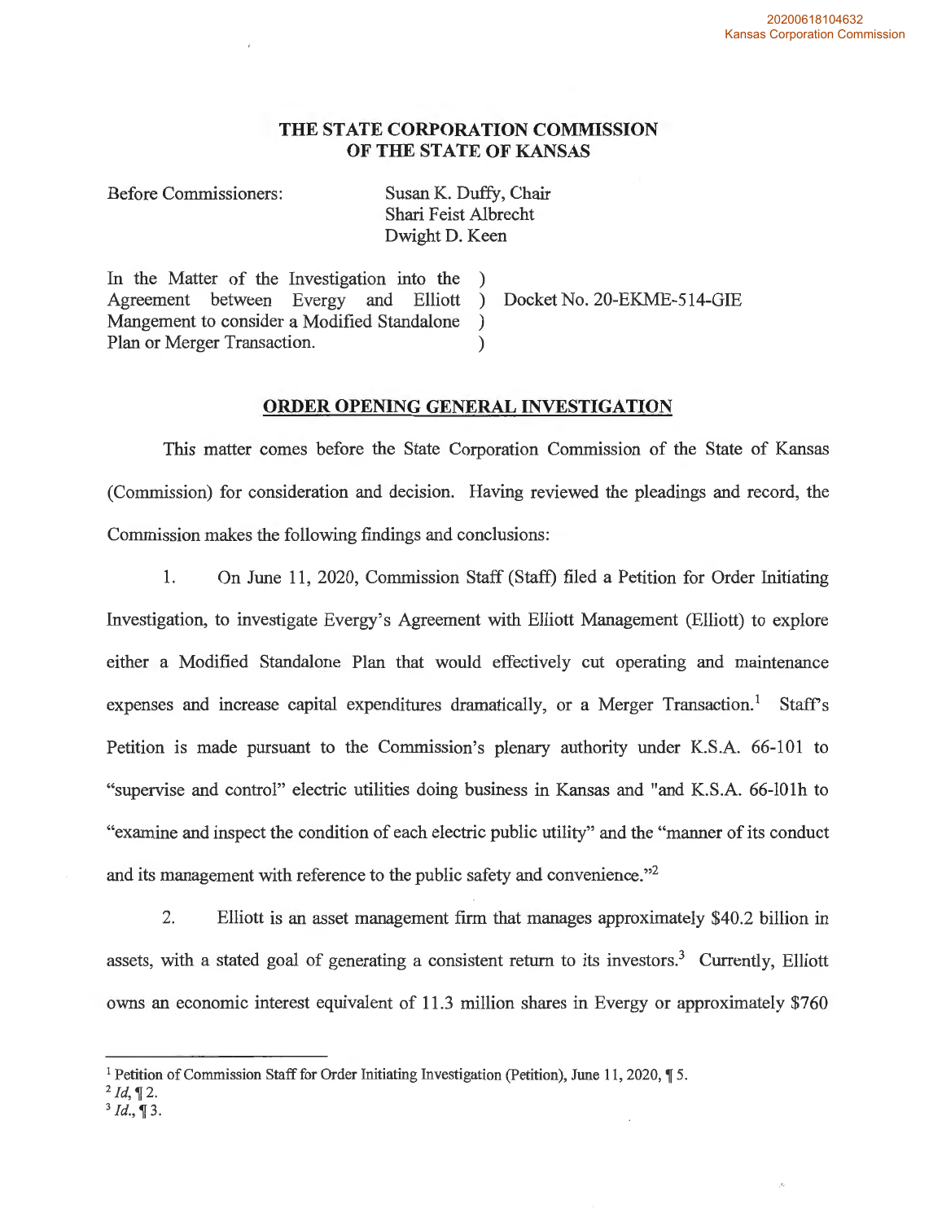20200618104632
Kansas Corporation Commission

**THE STATE CORPORATION COMMISSION OF THE STATE OF KANSAS**

Before Commissioners: Susan K. Duffy, Chair
Shari Feist Albrecht
Dwight D. Keen

In the Matter of the Investigation into the Agreement between Evergy and Elliott Mangement to consider a Modified Standalone Plan or Merger Transaction. ) Docket No. 20-EKME-514-GIE

## ORDER OPENING GENERAL INVESTIGATION

This matter comes before the State Corporation Commission of the State of Kansas (Commission) for consideration and decision. Having reviewed the pleadings and record, the Commission makes the following findings and conclusions:

1. On June 11, 2020, Commission Staff (Staff) filed a Petition for Order Initiating Investigation, to investigate Evergy's Agreement with Elliott Management (Elliott) to explore either a Modified Standalone Plan that would effectively cut operating and maintenance expenses and increase capital expenditures dramatically, or a Merger Transaction.[1] Staff's Petition is made pursuant to the Commission's plenary authority under K.S.A. 66-101 to "supervise and control" electric utilities doing business in Kansas and "and K.S.A. 66-101h to "examine and inspect the condition of each electric public utility" and the "manner of its conduct and its management with reference to the public safety and convenience."[2]

2. Elliott is an asset management firm that manages approximately $40.2 billion in assets, with a stated goal of generating a consistent return to its investors.[3] Currently, Elliott owns an economic interest equivalent of 11.3 million shares in Evergy or approximately $760

---

[1] Petition of Commission Staff for Order Initiating Investigation (Petition), June 11, 2020, ¶ 5.
[2] *Id*, ¶ 2.
[3] *Id.*, ¶ 3.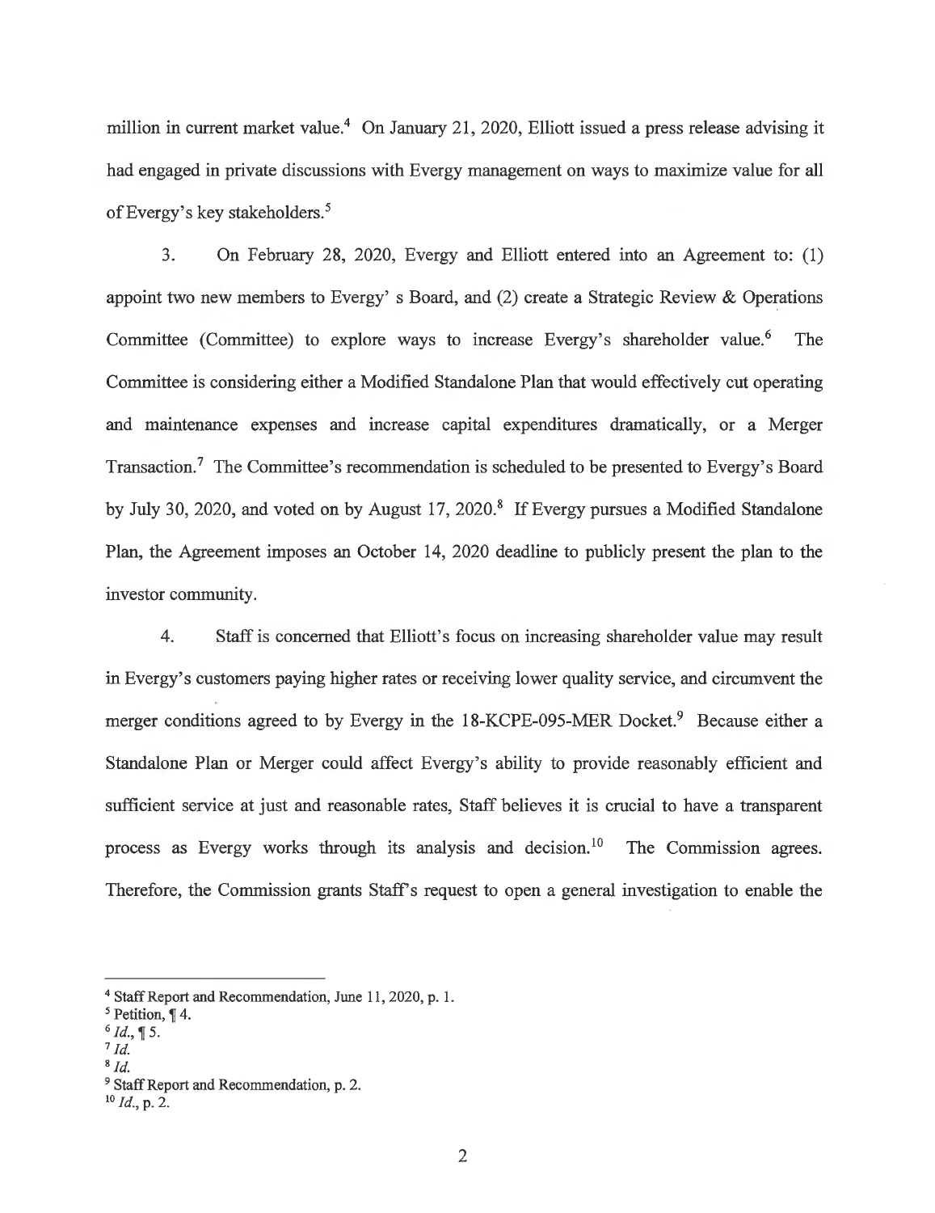million in current market value.[4] On January 21, 2020, Elliott issued a press release advising it had engaged in private discussions with Evergy management on ways to maximize value for all of Evergy's key stakeholders.[5]

3. On February 28, 2020, Evergy and Elliott entered into an Agreement to: (1) appoint two new members to Evergy' s Board, and (2) create a Strategic Review & Operations Committee (Committee) to explore ways to increase Evergy's shareholder value.[6] The Committee is considering either a Modified Standalone Plan that would effectively cut operating and maintenance expenses and increase capital expenditures dramatically, or a Merger Transaction.[7] The Committee's recommendation is scheduled to be presented to Evergy's Board by July 30, 2020, and voted on by August 17, 2020.[8] If Evergy pursues a Modified Standalone Plan, the Agreement imposes an October 14, 2020 deadline to publicly present the plan to the investor community.

4. Staff is concerned that Elliott's focus on increasing shareholder value may result in Evergy's customers paying higher rates or receiving lower quality service, and circumvent the merger conditions agreed to by Evergy in the 18-KCPE-095-MER Docket.[9] Because either a Standalone Plan or Merger could affect Evergy's ability to provide reasonably efficient and sufficient service at just and reasonable rates, Staff believes it is crucial to have a transparent process as Evergy works through its analysis and decision.[10] The Commission agrees. Therefore, the Commission grants Staff's request to open a general investigation to enable the

---

[4] Staff Report and Recommendation, June 11, 2020, p. 1.

[5] Petition, ¶ 4.

[6] *Id.*, ¶ 5.

[7] *Id.*

[8] *Id.*

[9] Staff Report and Recommendation, p. 2.

[10] *Id.*, p. 2.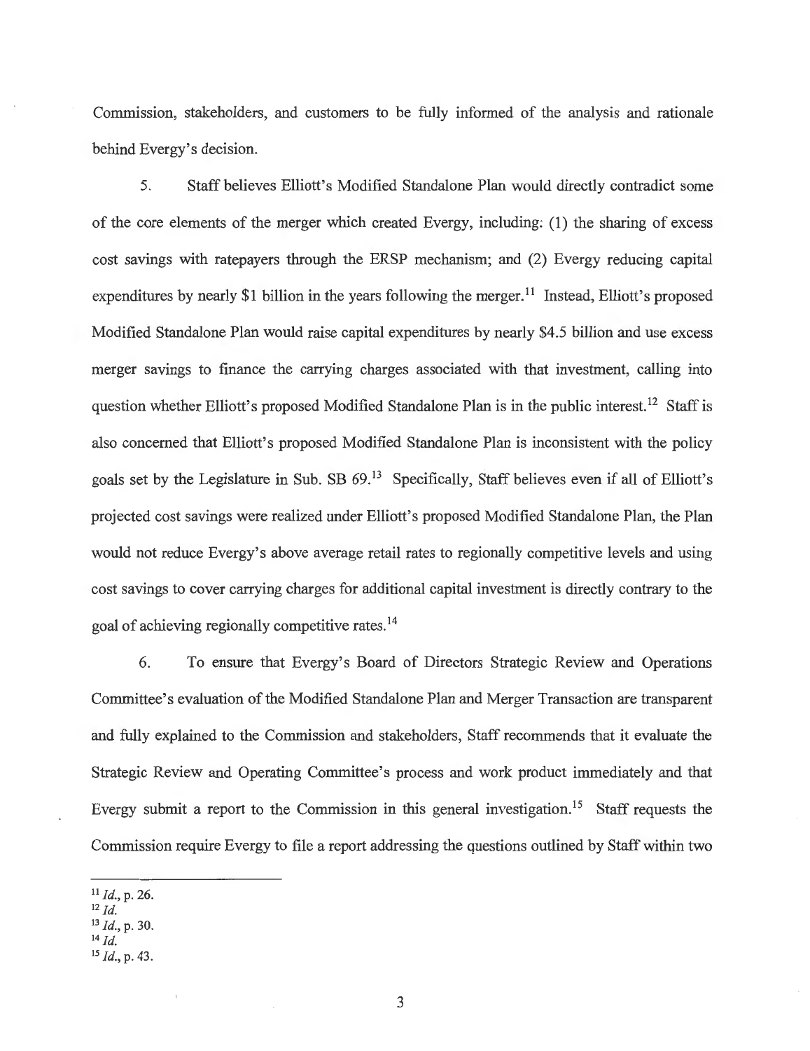Commission, stakeholders, and customers to be fully informed of the analysis and rationale behind Evergy's decision.

5. Staff believes Elliott's Modified Standalone Plan would directly contradict some of the core elements of the merger which created Evergy, including: (1) the sharing of excess cost savings with ratepayers through the ERSP mechanism; and (2) Evergy reducing capital expenditures by nearly $1 billion in the years following the merger.[11] Instead, Elliott's proposed Modified Standalone Plan would raise capital expenditures by nearly $4.5 billion and use excess merger savings to finance the carrying charges associated with that investment, calling into question whether Elliott's proposed Modified Standalone Plan is in the public interest.[12] Staff is also concerned that Elliott's proposed Modified Standalone Plan is inconsistent with the policy goals set by the Legislature in Sub. SB 69.[13] Specifically, Staff believes even if all of Elliott's projected cost savings were realized under Elliott's proposed Modified Standalone Plan, the Plan would not reduce Evergy's above average retail rates to regionally competitive levels and using cost savings to cover carrying charges for additional capital investment is directly contrary to the goal of achieving regionally competitive rates.[14]

6. To ensure that Evergy's Board of Directors Strategic Review and Operations Committee's evaluation of the Modified Standalone Plan and Merger Transaction are transparent and fully explained to the Commission and stakeholders, Staff recommends that it evaluate the Strategic Review and Operating Committee's process and work product immediately and that Evergy submit a report to the Commission in this general investigation.[15] Staff requests the Commission require Evergy to file a report addressing the questions outlined by Staff within two

---

[11] *Id.*, p. 26.

[12] *Id.*

[13] *Id.*, p. 30.

[14] *Id.*

[15] *Id.*, p. 43.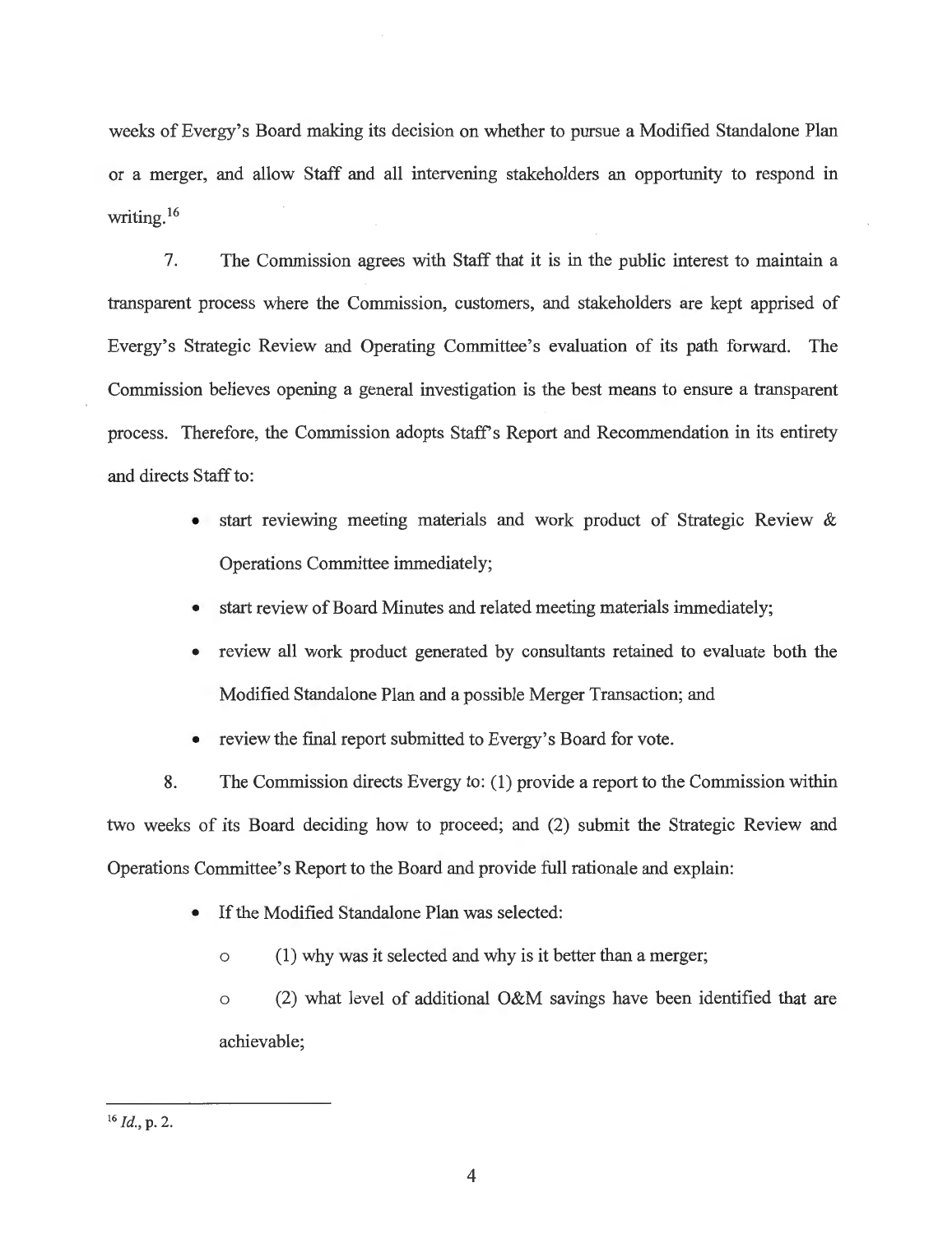weeks of Evergy's Board making its decision on whether to pursue a Modified Standalone Plan or a merger, and allow Staff and all intervening stakeholders an opportunity to respond in writing.[16]

7. The Commission agrees with Staff that it is in the public interest to maintain a transparent process where the Commission, customers, and stakeholders are kept apprised of Evergy's Strategic Review and Operating Committee's evaluation of its path forward. The Commission believes opening a general investigation is the best means to ensure a transparent process. Therefore, the Commission adopts Staff's Report and Recommendation in its entirety and directs Staff to:

- start reviewing meeting materials and work product of Strategic Review & Operations Committee immediately;
- start review of Board Minutes and related meeting materials immediately;
- review all work product generated by consultants retained to evaluate both the Modified Standalone Plan and a possible Merger Transaction; and
- review the final report submitted to Evergy's Board for vote.

8. The Commission directs Evergy to: (1) provide a report to the Commission within two weeks of its Board deciding how to proceed; and (2) submit the Strategic Review and Operations Committee's Report to the Board and provide full rationale and explain:

- If the Modified Standalone Plan was selected:
  - (1) why was it selected and why is it better than a merger;
  - (2) what level of additional O&M savings have been identified that are achievable;

---

[16] *Id.*, p. 2.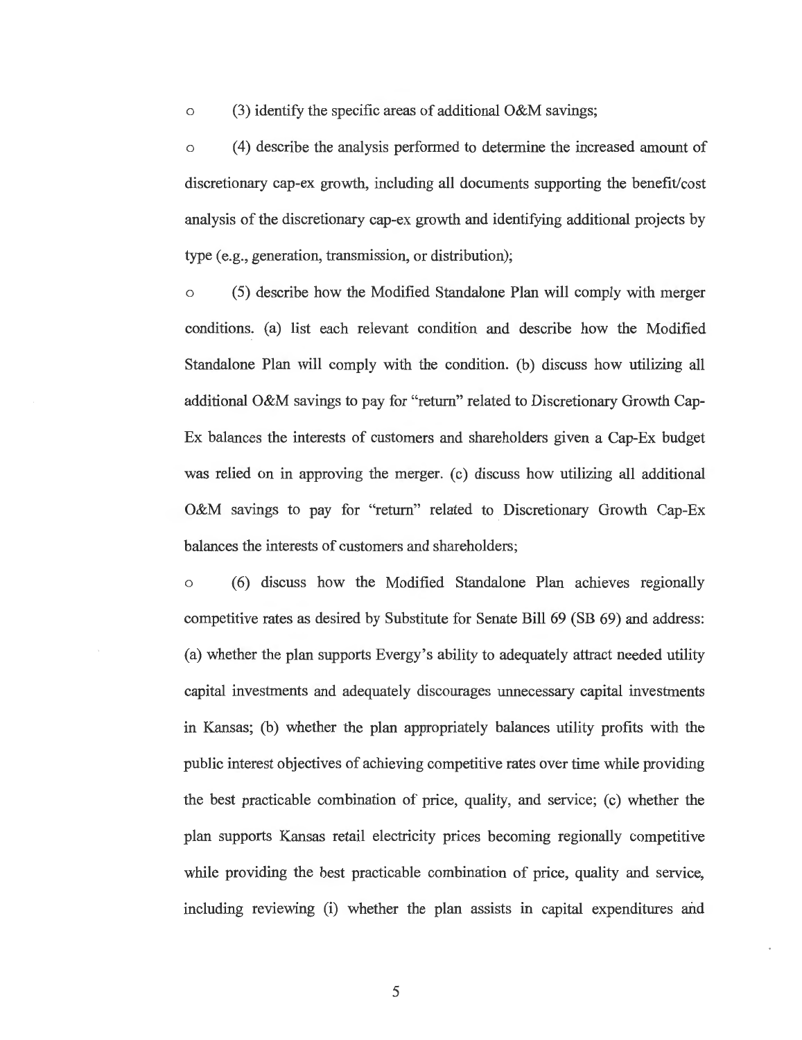- (3) identify the specific areas of additional O&M savings;

- (4) describe the analysis performed to determine the increased amount of discretionary cap-ex growth, including all documents supporting the benefit/cost analysis of the discretionary cap-ex growth and identifying additional projects by type (e.g., generation, transmission, or distribution);

- (5) describe how the Modified Standalone Plan will comply with merger conditions. (a) list each relevant condition and describe how the Modified Standalone Plan will comply with the condition. (b) discuss how utilizing all additional O&M savings to pay for "return" related to Discretionary Growth Cap-Ex balances the interests of customers and shareholders given a Cap-Ex budget was relied on in approving the merger. (c) discuss how utilizing all additional O&M savings to pay for "return" related to Discretionary Growth Cap-Ex balances the interests of customers and shareholders;

- (6) discuss how the Modified Standalone Plan achieves regionally competitive rates as desired by Substitute for Senate Bill 69 (SB 69) and address: (a) whether the plan supports Evergy's ability to adequately attract needed utility capital investments and adequately discourages unnecessary capital investments in Kansas; (b) whether the plan appropriately balances utility profits with the public interest objectives of achieving competitive rates over time while providing the best practicable combination of price, quality, and service; (c) whether the plan supports Kansas retail electricity prices becoming regionally competitive while providing the best practicable combination of price, quality and service, including reviewing (i) whether the plan assists in capital expenditures and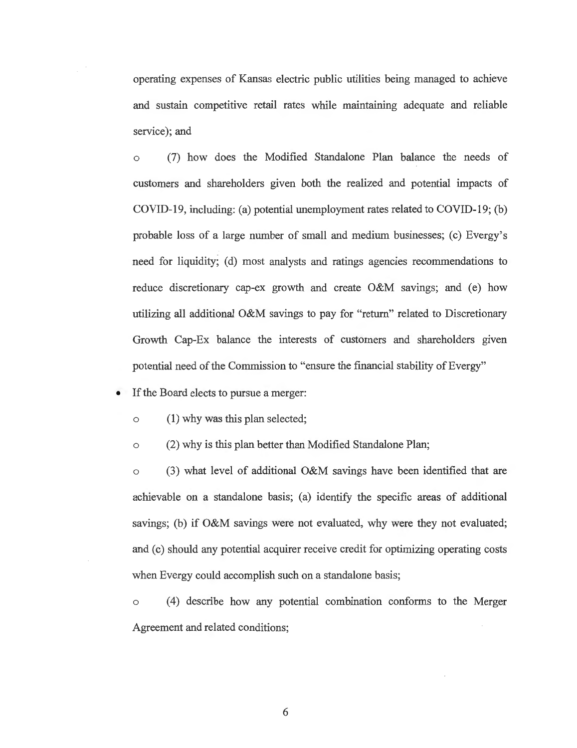operating expenses of Kansas electric public utilities being managed to achieve and sustain competitive retail rates while maintaining adequate and reliable service); and

  - (7) how does the Modified Standalone Plan balance the needs of customers and shareholders given both the realized and potential impacts of COVID-19, including: (a) potential unemployment rates related to COVID-19; (b) probable loss of a large number of small and medium businesses; (c) Evergy's need for liquidity; (d) most analysts and ratings agencies recommendations to reduce discretionary cap-ex growth and create O&M savings; and (e) how utilizing all additional O&M savings to pay for "return" related to Discretionary Growth Cap-Ex balance the interests of customers and shareholders given potential need of the Commission to "ensure the financial stability of Evergy"

- If the Board elects to pursue a merger:
  - (1) why was this plan selected;
  - (2) why is this plan better than Modified Standalone Plan;
  - (3) what level of additional O&M savings have been identified that are achievable on a standalone basis; (a) identify the specific areas of additional savings; (b) if O&M savings were not evaluated, why were they not evaluated; and (c) should any potential acquirer receive credit for optimizing operating costs when Evergy could accomplish such on a standalone basis;
  - (4) describe how any potential combination conforms to the Merger Agreement and related conditions;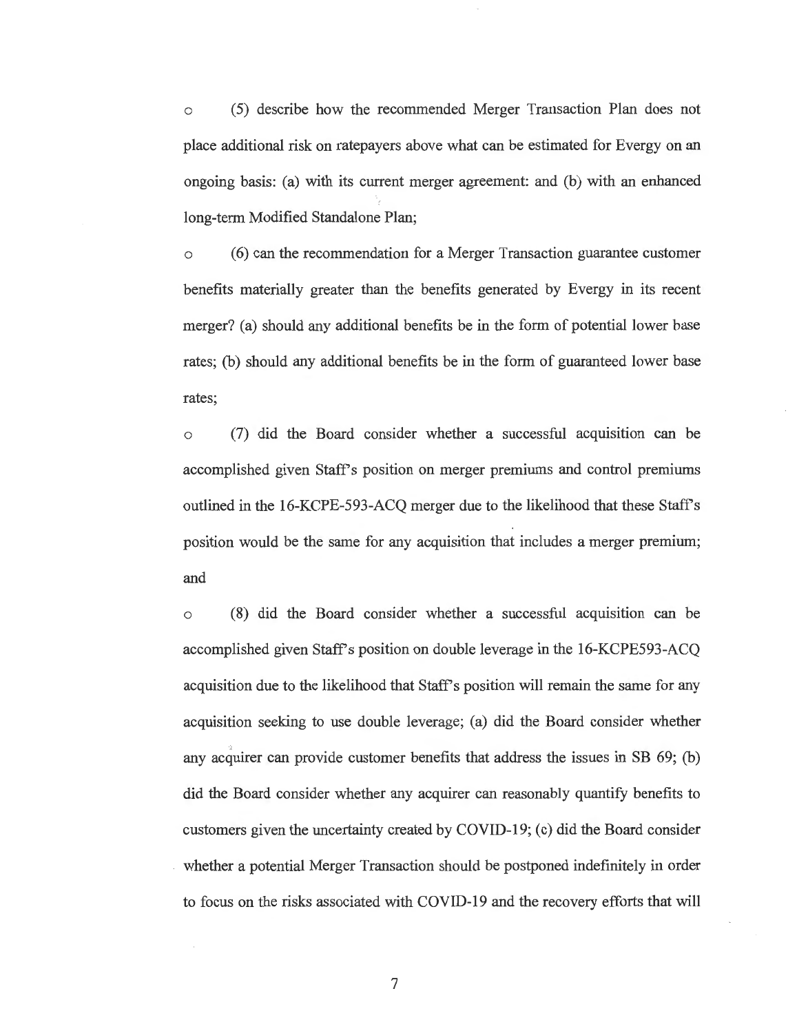- (5) describe how the recommended Merger Transaction Plan does not place additional risk on ratepayers above what can be estimated for Evergy on an ongoing basis: (a) with its current merger agreement: and (b) with an enhanced long-term Modified Standalone Plan;

- (6) can the recommendation for a Merger Transaction guarantee customer benefits materially greater than the benefits generated by Evergy in its recent merger? (a) should any additional benefits be in the form of potential lower base rates; (b) should any additional benefits be in the form of guaranteed lower base rates;

- (7) did the Board consider whether a successful acquisition can be accomplished given Staff's position on merger premiums and control premiums outlined in the 16-KCPE-593-ACQ merger due to the likelihood that these Staff's position would be the same for any acquisition that includes a merger premium; and

- (8) did the Board consider whether a successful acquisition can be accomplished given Staff's position on double leverage in the 16-KCPE593-ACQ acquisition due to the likelihood that Staff's position will remain the same for any acquisition seeking to use double leverage; (a) did the Board consider whether any acquirer can provide customer benefits that address the issues in SB 69; (b) did the Board consider whether any acquirer can reasonably quantify benefits to customers given the uncertainty created by COVID-19; (c) did the Board consider whether a potential Merger Transaction should be postponed indefinitely in order to focus on the risks associated with COVID-19 and the recovery efforts that will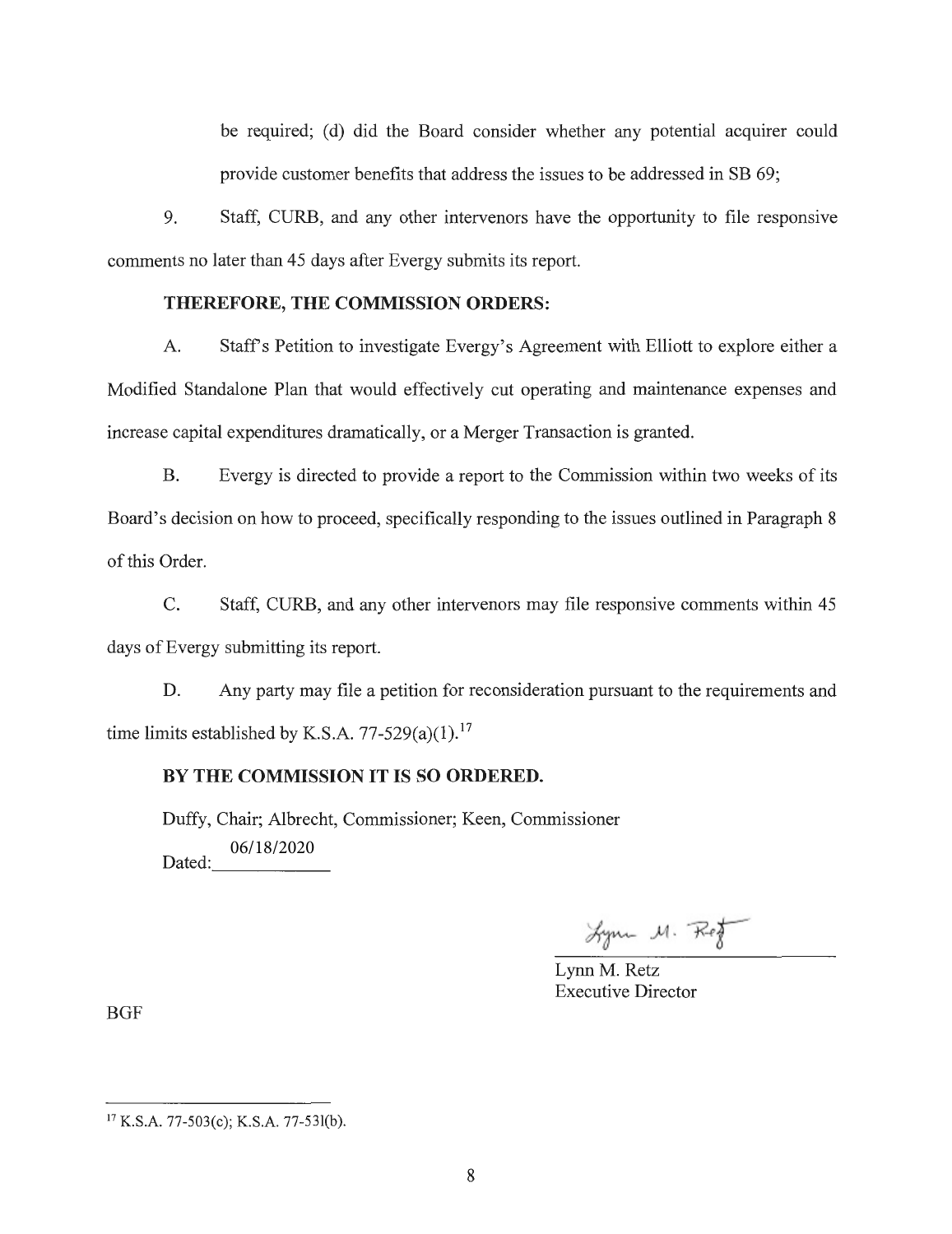be required; (d) did the Board consider whether any potential acquirer could provide customer benefits that address the issues to be addressed in SB 69;

9. Staff, CURB, and any other intervenors have the opportunity to file responsive comments no later than 45 days after Evergy submits its report.

**THEREFORE, THE COMMISSION ORDERS:**

A. Staff's Petition to investigate Evergy's Agreement with Elliott to explore either a Modified Standalone Plan that would effectively cut operating and maintenance expenses and increase capital expenditures dramatically, or a Merger Transaction is granted.

B. Evergy is directed to provide a report to the Commission within two weeks of its Board's decision on how to proceed, specifically responding to the issues outlined in Paragraph 8 of this Order.

C. Staff, CURB, and any other intervenors may file responsive comments within 45 days of Evergy submitting its report.

D. Any party may file a petition for reconsideration pursuant to the requirements and time limits established by K.S.A. 77-529(a)(1).[17]

**BY THE COMMISSION IT IS SO ORDERED.**

Duffy, Chair; Albrecht, Commissioner; Keen, Commissioner

Dated: 06/18/2020

Lynn M. Retz
Executive Director

BGF

---

[17] K.S.A. 77-503(c); K.S.A. 77-531(b).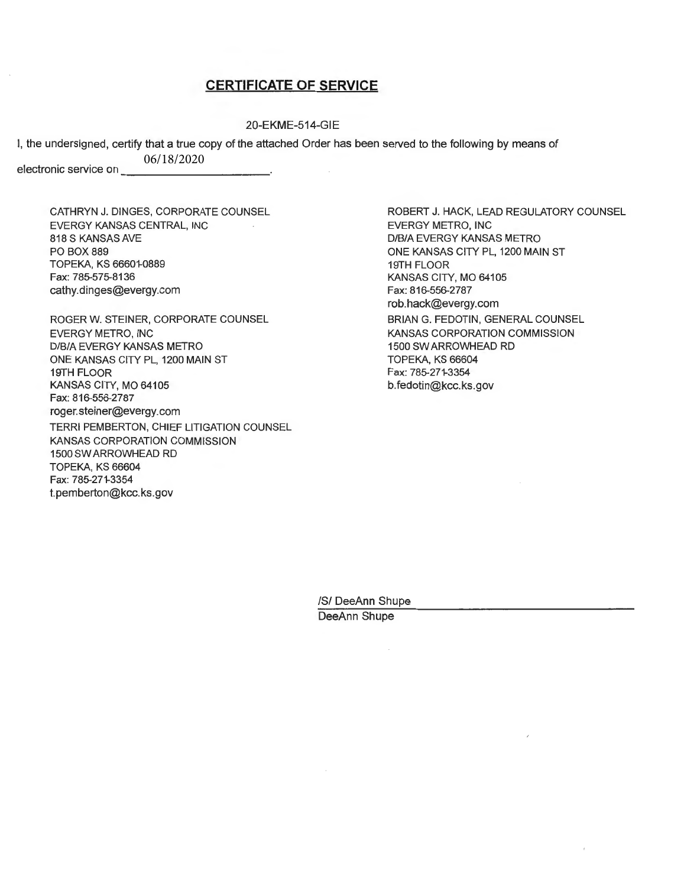# **CERTIFICATE OF SERVICE**

20-EKME-514-GIE

I, the undersigned, certify that a true copy of the attached Order has been served to the following by means of electronic service on 06/18/2020.

CATHRYN J. DINGES, CORPORATE COUNSEL
EVERGY KANSAS CENTRAL, INC
818 S KANSAS AVE
PO BOX 889
TOPEKA, KS 66601-0889
Fax: 785-575-8136
cathy.dinges@evergy.com

ROGER W. STEINER, CORPORATE COUNSEL
EVERGY METRO, INC
D/B/A EVERGY KANSAS METRO
ONE KANSAS CITY PL, 1200 MAIN ST
19TH FLOOR
KANSAS CITY, MO 64105
Fax: 816-556-2787
roger.steiner@evergy.com

TERRI PEMBERTON, CHIEF LITIGATION COUNSEL
KANSAS CORPORATION COMMISSION
1500 SW ARROWHEAD RD
TOPEKA, KS 66604
Fax: 785-271-3354
t.pemberton@kcc.ks.gov

ROBERT J. HACK, LEAD REGULATORY COUNSEL
EVERGY METRO, INC
D/B/A EVERGY KANSAS METRO
ONE KANSAS CITY PL, 1200 MAIN ST
19TH FLOOR
KANSAS CITY, MO 64105
Fax: 816-556-2787
rob.hack@evergy.com

BRIAN G. FEDOTIN, GENERAL COUNSEL
KANSAS CORPORATION COMMISSION
1500 SW ARROWHEAD RD
TOPEKA, KS 66604
Fax: 785-271-3354
b.fedotin@kcc.ks.gov

/S/ DeeAnn Shupe

DeeAnn Shupe